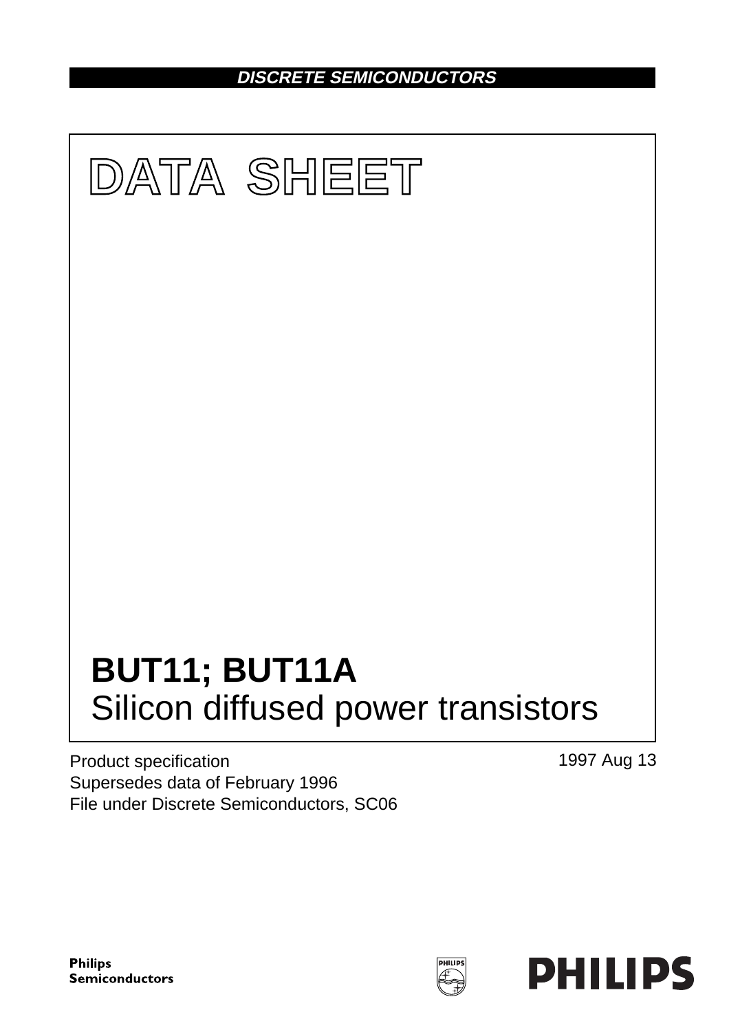DISCRETE SEMICONDUCTORS

# DATA SHEET

# BUT11; BUT11A

## Silicon diffused power transistors

Product specification
Supersedes data of February 1996
File under Discrete Semiconductors, SC06

1997 Aug 13

Philips Semiconductors

PHILIPS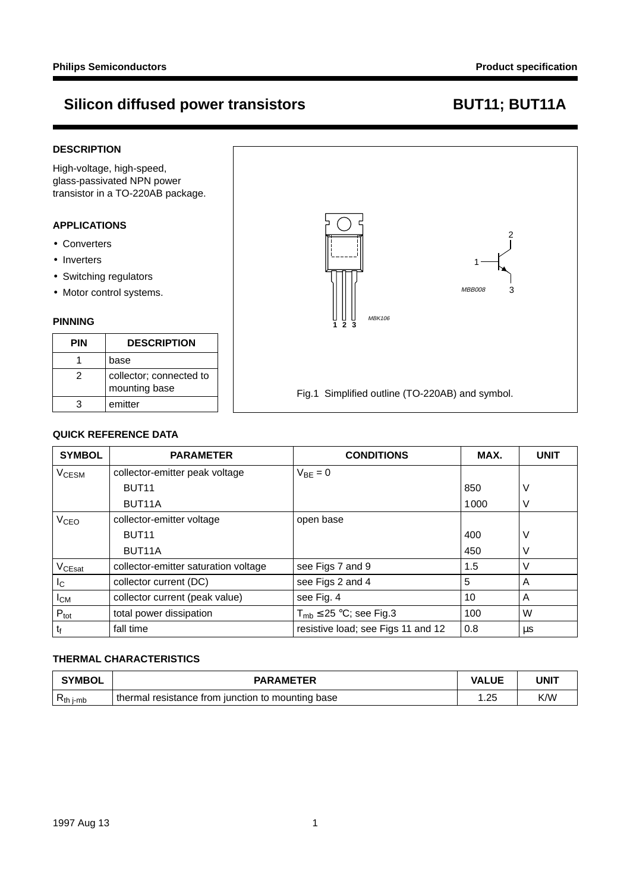## Silicon diffused power transistors — BUT11; BUT11A

### DESCRIPTION

High-voltage, high-speed, glass-passivated NPN power transistor in a TO-220AB package.

### APPLICATIONS

- Converters
- Inverters
- Switching regulators
- Motor control systems.

### PINNING

| PIN | DESCRIPTION |
|---|---|
| 1 | base |
| 2 | collector; connected to mounting base |
| 3 | emitter |

Fig.1 Simplified outline (TO-220AB) and symbol.

### QUICK REFERENCE DATA

| SYMBOL | PARAMETER | CONDITIONS | MAX. | UNIT |
|---|---|---|---|---|
| $V_{CESM}$ | collector-emitter peak voltage | $V_{BE} = 0$ | | |
| | BUT11 | | 850 | V |
| | BUT11A | | 1000 | V |
| $V_{CEO}$ | collector-emitter voltage | open base | | |
| | BUT11 | | 400 | V |
| | BUT11A | | 450 | V |
| $V_{CEsat}$ | collector-emitter saturation voltage | see Figs 7 and 9 | 1.5 | V |
| $I_C$ | collector current (DC) | see Figs 2 and 4 | 5 | A |
| $I_{CM}$ | collector current (peak value) | see Fig. 4 | 10 | A |
| $P_{tot}$ | total power dissipation | $T_{mb} \leq 25$ °C; see Fig.3 | 100 | W |
| $t_f$ | fall time | resistive load; see Figs 11 and 12 | 0.8 | μs |

### THERMAL CHARACTERISTICS

| SYMBOL | PARAMETER | VALUE | UNIT |
|---|---|---|---|
| $R_{th\ j\text{-}mb}$ | thermal resistance from junction to mounting base | 1.25 | K/W |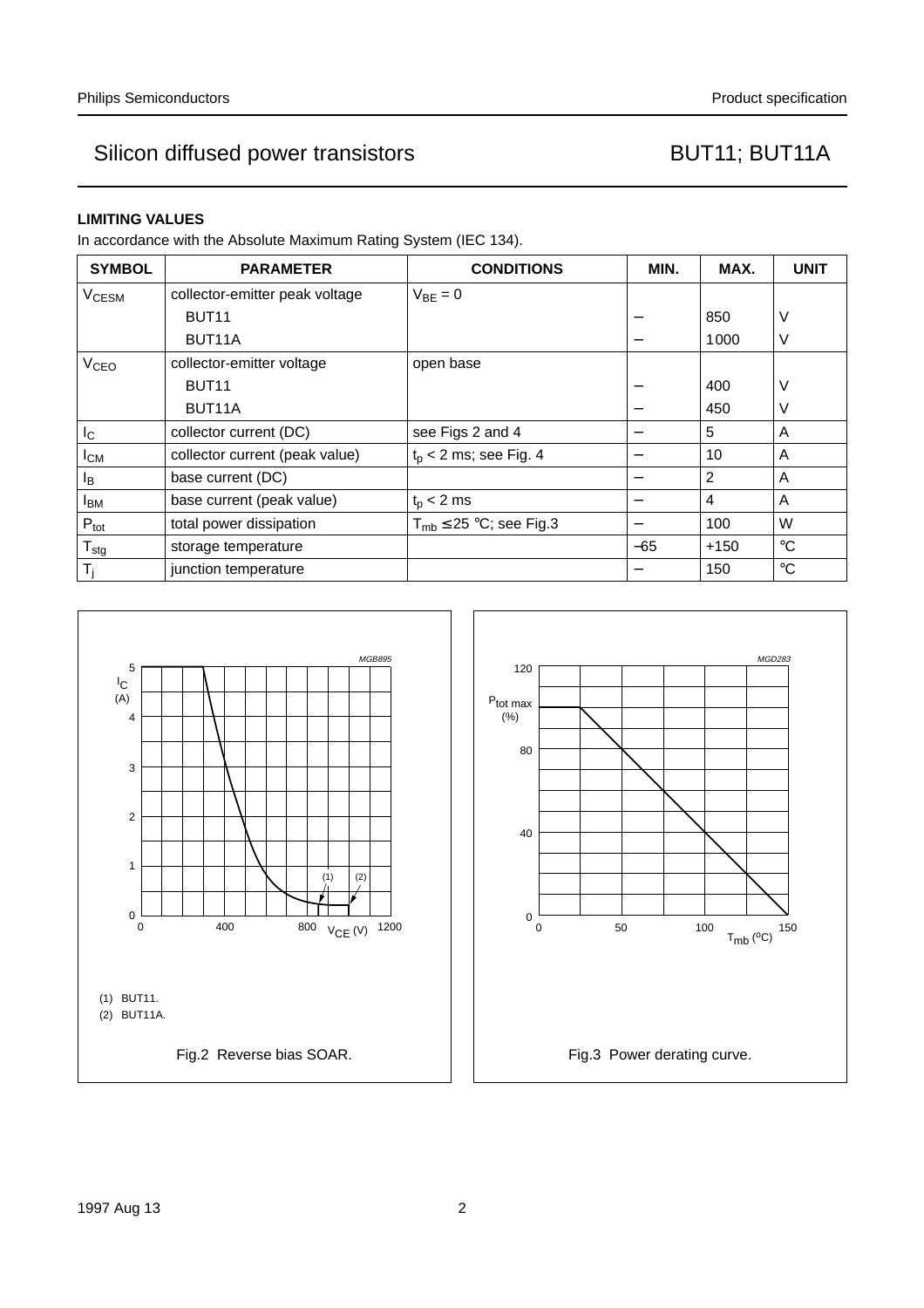## LIMITING VALUES

In accordance with the Absolute Maximum Rating System (IEC 134).

| SYMBOL | PARAMETER | CONDITIONS | MIN. | MAX. | UNIT |
|---|---|---|---|---|---|
| $V_{CESM}$ | collector-emitter peak voltage | $V_{BE} = 0$ | | | |
| | BUT11 | | – | 850 | V |
| | BUT11A | | – | 1000 | V |
| $V_{CEO}$ | collector-emitter voltage | open base | | | |
| | BUT11 | | – | 400 | V |
| | BUT11A | | – | 450 | V |
| $I_C$ | collector current (DC) | see Figs 2 and 4 | – | 5 | A |
| $I_{CM}$ | collector current (peak value) | $t_p < 2$ ms; see Fig. 4 | – | 10 | A |
| $I_B$ | base current (DC) | | – | 2 | A |
| $I_{BM}$ | base current (peak value) | $t_p < 2$ ms | – | 4 | A |
| $P_{tot}$ | total power dissipation | $T_{mb} \leq 25$ °C; see Fig.3 | – | 100 | W |
| $T_{stg}$ | storage temperature | | –65 | +150 | °C |
| $T_j$ | junction temperature | | – | 150 | °C |

(1) BUT11.
(2) BUT11A.

Fig.2 Reverse bias SOAR.

Fig.3 Power derating curve.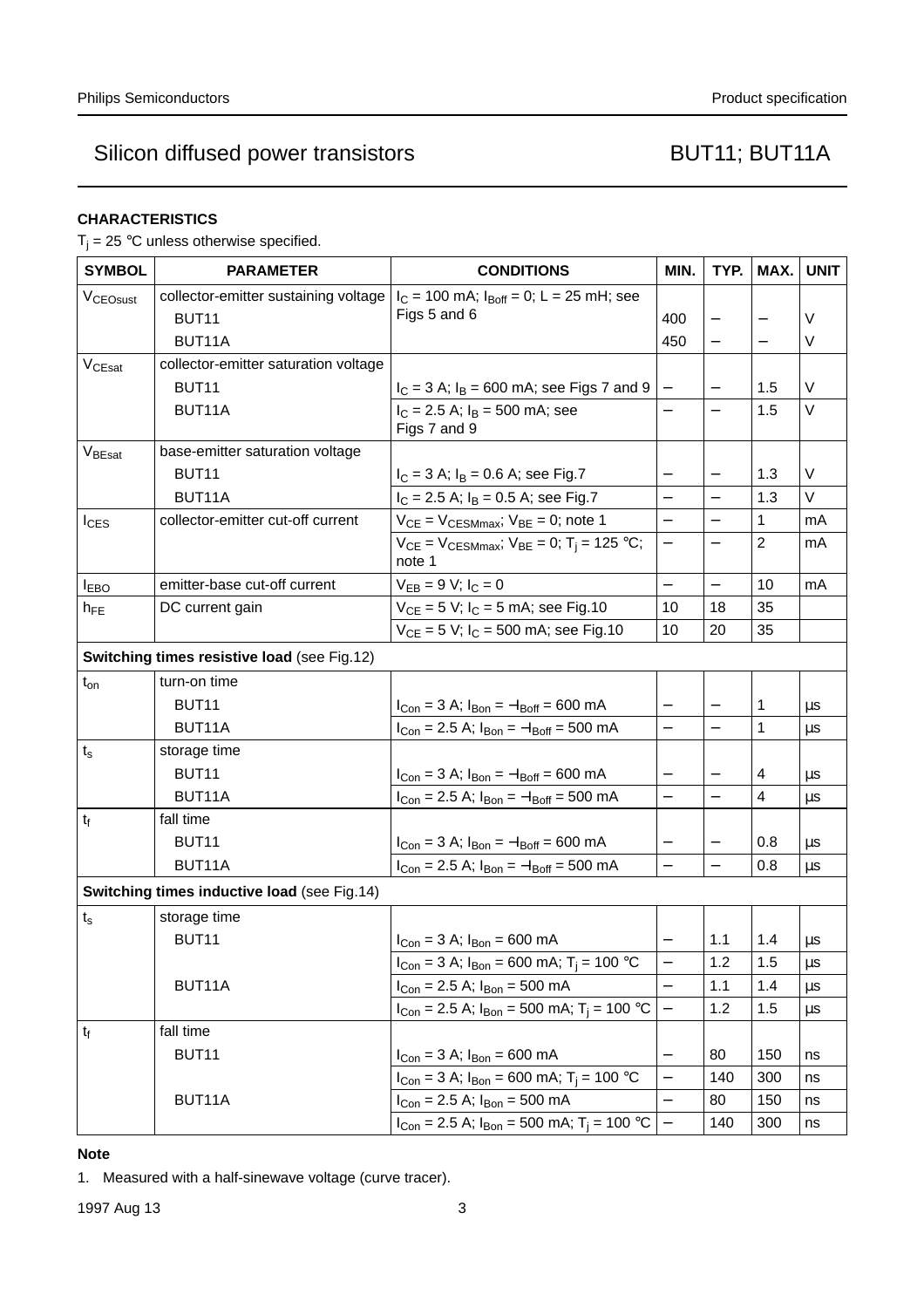## CHARACTERISTICS

$T_j$ = 25 °C unless otherwise specified.

| SYMBOL | PARAMETER | CONDITIONS | MIN. | TYP. | MAX. | UNIT |
|---|---|---|---|---|---|---|
| $V_{CEOsust}$ | collector-emitter sustaining voltage | $I_C$ = 100 mA; $I_{Boff}$ = 0; L = 25 mH; see Figs 5 and 6 | | | | |
| | BUT11 | | 400 | – | – | V |
| | BUT11A | | 450 | – | – | V |
| $V_{CEsat}$ | collector-emitter saturation voltage | | | | | |
| | BUT11 | $I_C$ = 3 A; $I_B$ = 600 mA; see Figs 7 and 9 | – | – | 1.5 | V |
| | BUT11A | $I_C$ = 2.5 A; $I_B$ = 500 mA; see Figs 7 and 9 | – | – | 1.5 | V |
| $V_{BEsat}$ | base-emitter saturation voltage | | | | | |
| | BUT11 | $I_C$ = 3 A; $I_B$ = 0.6 A; see Fig.7 | – | – | 1.3 | V |
| | BUT11A | $I_C$ = 2.5 A; $I_B$ = 0.5 A; see Fig.7 | – | – | 1.3 | V |
| $I_{CES}$ | collector-emitter cut-off current | $V_{CE}$ = $V_{CESMmax}$; $V_{BE}$ = 0; note 1 | – | – | 1 | mA |
| | | $V_{CE}$ = $V_{CESMmax}$; $V_{BE}$ = 0; $T_j$ = 125 °C; note 1 | – | – | 2 | mA |
| $I_{EBO}$ | emitter-base cut-off current | $V_{EB}$ = 9 V; $I_C$ = 0 | – | – | 10 | mA |
| $h_{FE}$ | DC current gain | $V_{CE}$ = 5 V; $I_C$ = 5 mA; see Fig.10 | 10 | 18 | 35 | |
| | | $V_{CE}$ = 5 V; $I_C$ = 500 mA; see Fig.10 | 10 | 20 | 35 | |
| **Switching times resistive load** (see Fig.12) | | | | | | |
| $t_{on}$ | turn-on time | | | | | |
| | BUT11 | $I_{Con}$ = 3 A; $I_{Bon}$ = $-I_{Boff}$ = 600 mA | – | – | 1 | μs |
| | BUT11A | $I_{Con}$ = 2.5 A; $I_{Bon}$ = $-I_{Boff}$ = 500 mA | – | – | 1 | μs |
| $t_s$ | storage time | | | | | |
| | BUT11 | $I_{Con}$ = 3 A; $I_{Bon}$ = $-I_{Boff}$ = 600 mA | – | – | 4 | μs |
| | BUT11A | $I_{Con}$ = 2.5 A; $I_{Bon}$ = $-I_{Boff}$ = 500 mA | – | – | 4 | μs |
| $t_f$ | fall time | | | | | |
| | BUT11 | $I_{Con}$ = 3 A; $I_{Bon}$ = $-I_{Boff}$ = 600 mA | – | – | 0.8 | μs |
| | BUT11A | $I_{Con}$ = 2.5 A; $I_{Bon}$ = $-I_{Boff}$ = 500 mA | – | – | 0.8 | μs |
| **Switching times inductive load** (see Fig.14) | | | | | | |
| $t_s$ | storage time | | | | | |
| | BUT11 | $I_{Con}$ = 3 A; $I_{Bon}$ = 600 mA | – | 1.1 | 1.4 | μs |
| | | $I_{Con}$ = 3 A; $I_{Bon}$ = 600 mA; $T_j$ = 100 °C | – | 1.2 | 1.5 | μs |
| | BUT11A | $I_{Con}$ = 2.5 A; $I_{Bon}$ = 500 mA | – | 1.1 | 1.4 | μs |
| | | $I_{Con}$ = 2.5 A; $I_{Bon}$ = 500 mA; $T_j$ = 100 °C | – | 1.2 | 1.5 | μs |
| $t_f$ | fall time | | | | | |
| | BUT11 | $I_{Con}$ = 3 A; $I_{Bon}$ = 600 mA | – | 80 | 150 | ns |
| | | $I_{Con}$ = 3 A; $I_{Bon}$ = 600 mA; $T_j$ = 100 °C | – | 140 | 300 | ns |
| | BUT11A | $I_{Con}$ = 2.5 A; $I_{Bon}$ = 500 mA | – | 80 | 150 | ns |
| | | $I_{Con}$ = 2.5 A; $I_{Bon}$ = 500 mA; $T_j$ = 100 °C | – | 140 | 300 | ns |

**Note**

1. Measured with a half-sinewave voltage (curve tracer).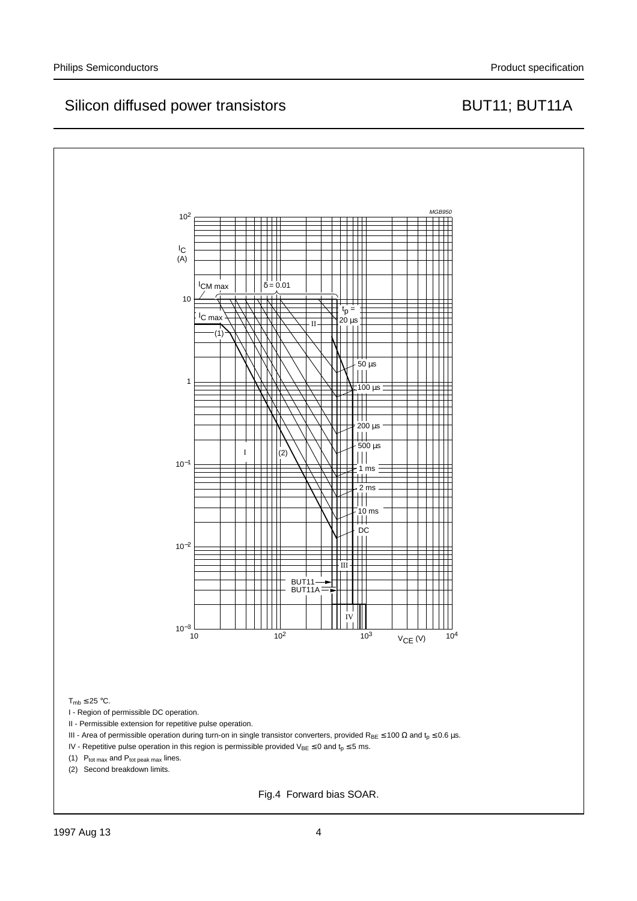$T_{mb} \leq 25$ °C.

I - Region of permissible DC operation.

II - Permissible extension for repetitive pulse operation.

III - Area of permissible operation during turn-on in single transistor converters, provided $R_{BE} \leq 100\ \Omega$ and $t_p \leq 0.6$ µs.

IV - Repetitive pulse operation in this region is permissible provided $V_{BE} \leq 0$ and $t_p \leq 5$ ms.

(1) $P_{tot\ max}$ and $P_{tot\ peak\ max}$ lines.

(2) Second breakdown limits.

Fig.4 Forward bias SOAR.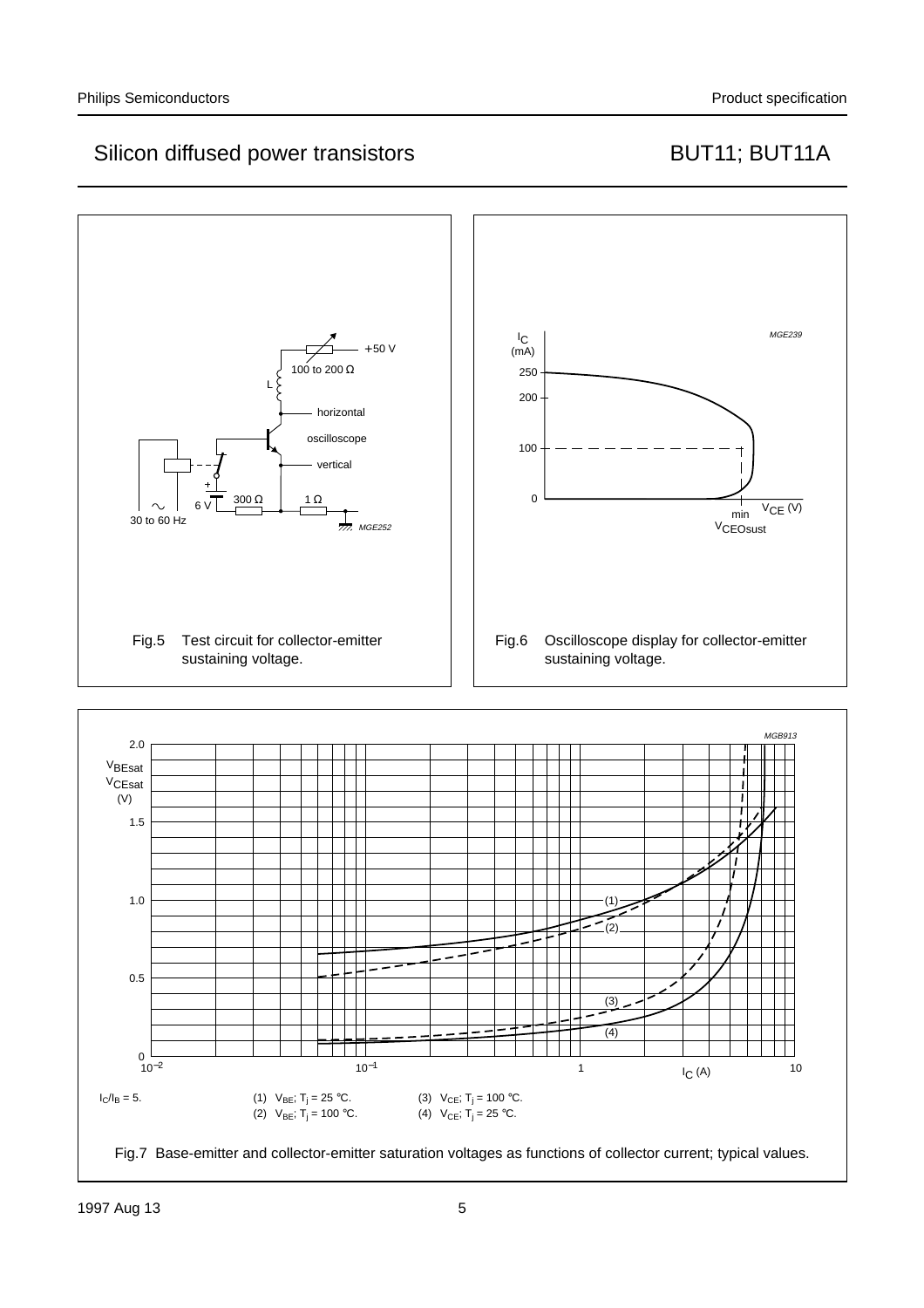Fig.5 Test circuit for collector-emitter sustaining voltage.

Fig.6 Oscilloscope display for collector-emitter sustaining voltage.

$I_C/I_B = 5$.

(1) $V_{BE}$; $T_j = 25$ °C.

(2) $V_{BE}$; $T_j = 100$ °C.

(3) $V_{CE}$; $T_j = 100$ °C.

(4) $V_{CE}$; $T_j = 25$ °C.

Fig.7 Base-emitter and collector-emitter saturation voltages as functions of collector current; typical values.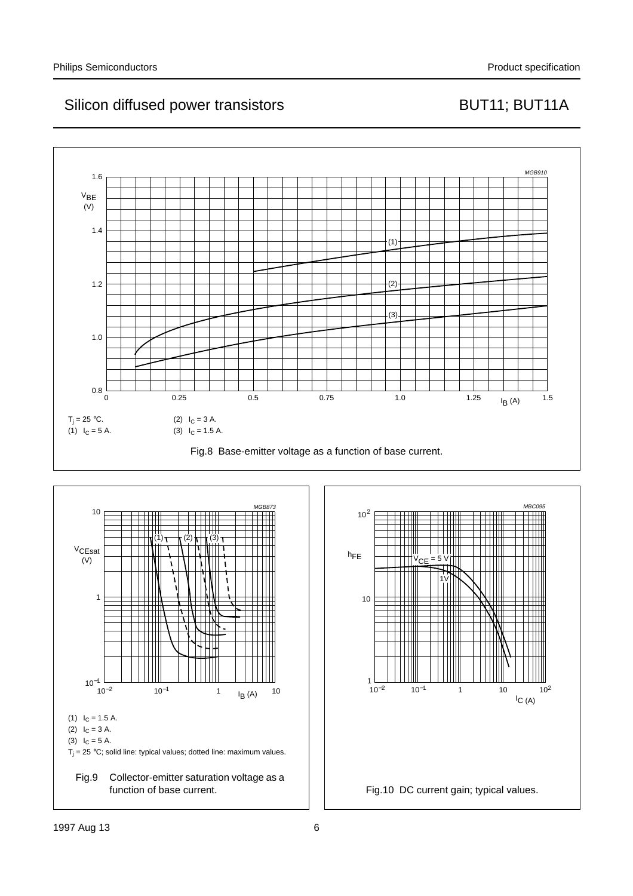$T_j$ = 25 °C.

(1) $I_C$ = 5 A.

(2) $I_C$ = 3 A.

(3) $I_C$ = 1.5 A.

Fig.8 Base-emitter voltage as a function of base current.

(1) $I_C$ = 1.5 A.

(2) $I_C$ = 3 A.

(3) $I_C$ = 5 A.

$T_j$ = 25 °C; solid line: typical values; dotted line: maximum values.

Fig.9 Collector-emitter saturation voltage as a function of base current.

Fig.10 DC current gain; typical values.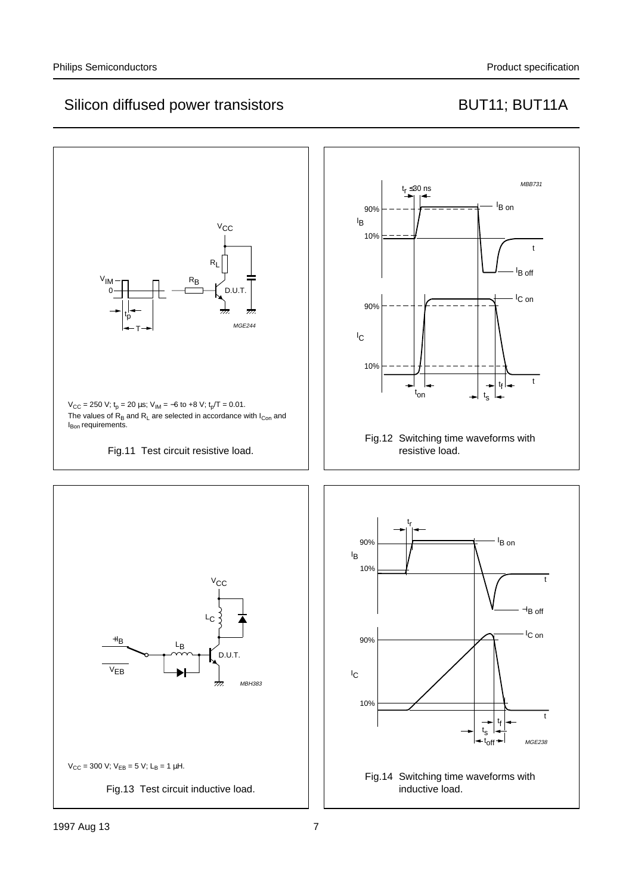$V_{CC}$ = 250 V; $t_p$ = 20 µs; $V_{IM}$ = −6 to +8 V; $t_p/T$ = 0.01.
The values of $R_B$ and $R_L$ are selected in accordance with $I_{Con}$ and $I_{Bon}$ requirements.

Fig.11 Test circuit resistive load.

Fig.12 Switching time waveforms with resistive load.

$V_{CC}$ = 300 V; $V_{EB}$ = 5 V; $L_B$ = 1 µH.

Fig.13 Test circuit inductive load.

Fig.14 Switching time waveforms with inductive load.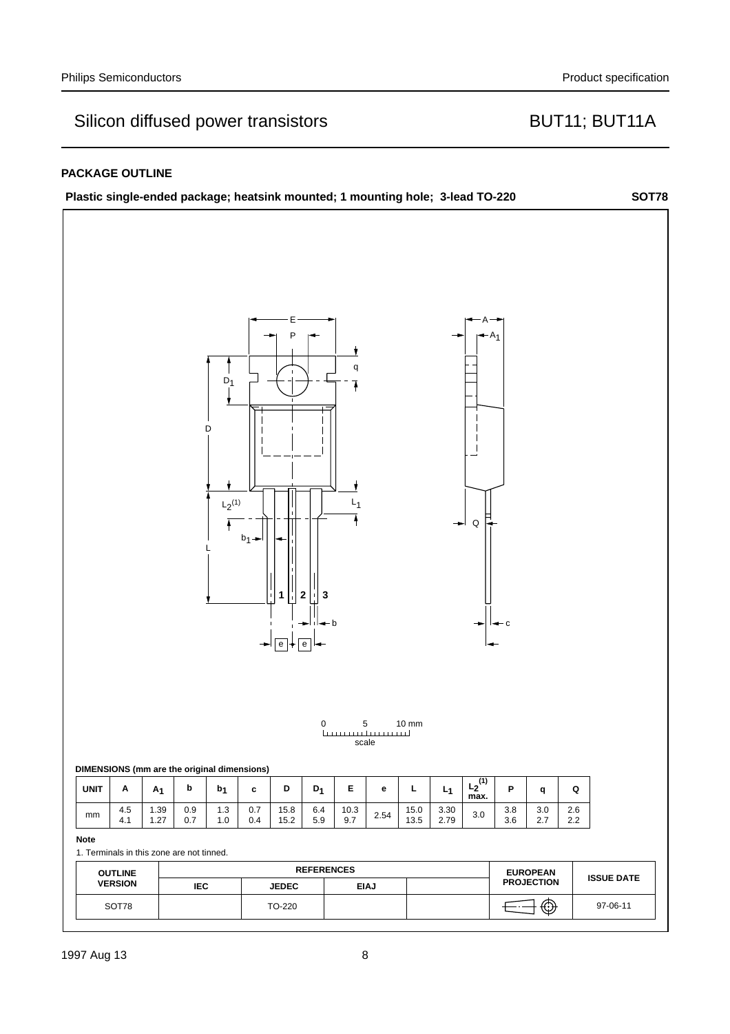## PACKAGE OUTLINE

**Plastic single-ended package; heatsink mounted; 1 mounting hole; 3-lead TO-220** **SOT78**

**DIMENSIONS (mm are the original dimensions)**

| UNIT | A | $A_1$ | b | $b_1$ | c | D | $D_1$ | E | e | L | $L_1$ | $L_2^{(1)}$ max. | P | q | Q |
|---|---|---|---|---|---|---|---|---|---|---|---|---|---|---|---|
| mm | 4.5<br>4.1 | 1.39<br>1.27 | 0.9<br>0.7 | 1.3<br>1.0 | 0.7<br>0.4 | 15.8<br>15.2 | 6.4<br>5.9 | 10.3<br>9.7 | 2.54 | 15.0<br>13.5 | 3.30<br>2.79 | 3.0 | 3.8<br>3.6 | 3.0<br>2.7 | 2.6<br>2.2 |

**Note**

1. Terminals in this zone are not tinned.

| OUTLINE VERSION | REFERENCES | | | | EUROPEAN PROJECTION | ISSUE DATE |
|---|---|---|---|---|---|---|
| | IEC | JEDEC | EIAJ | | | |
| SOT78 | | TO-220 | | | | 97-06-11 |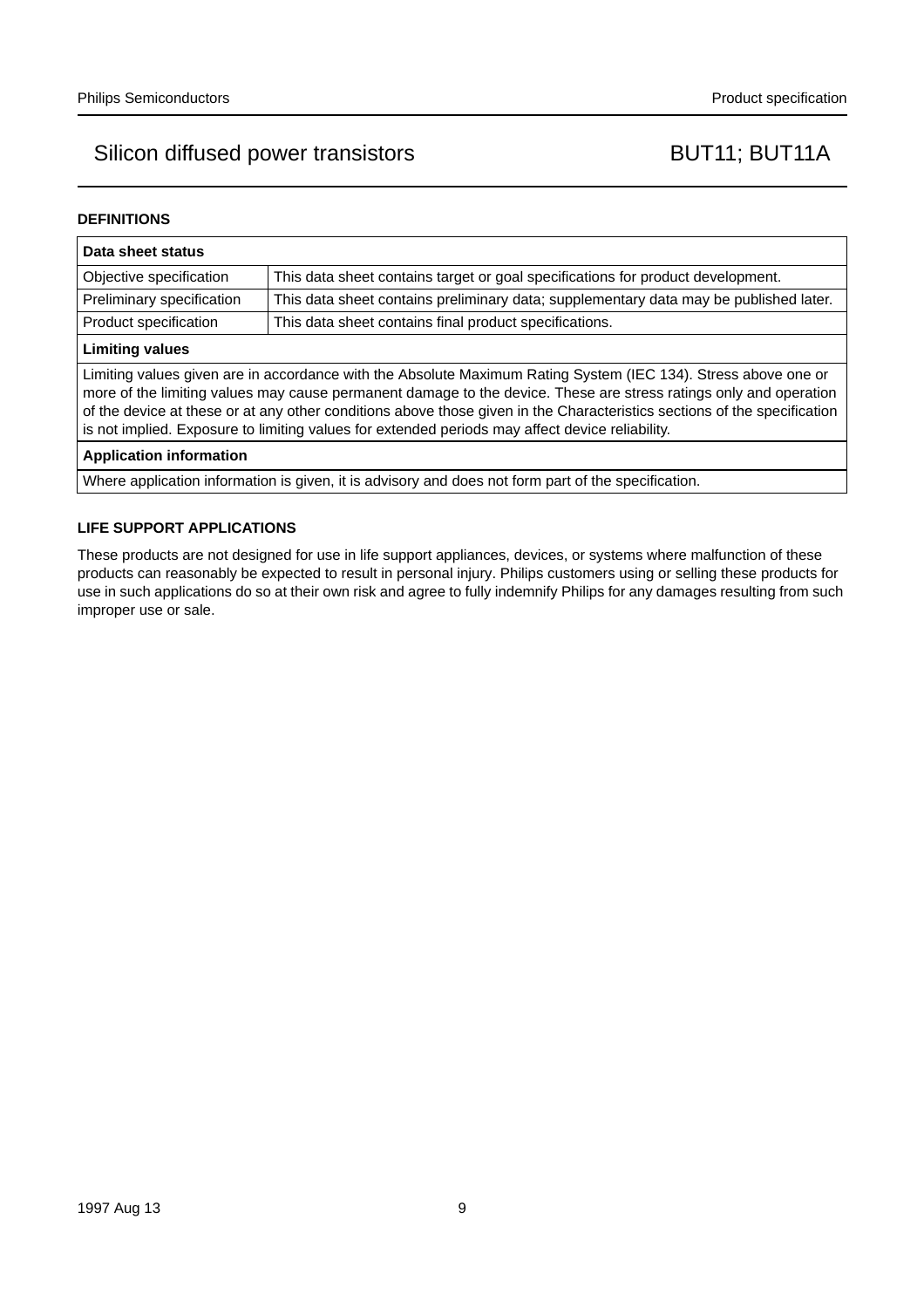## DEFINITIONS

| Data sheet status | |
|---|---|
| Objective specification | This data sheet contains target or goal specifications for product development. |
| Preliminary specification | This data sheet contains preliminary data; supplementary data may be published later. |
| Product specification | This data sheet contains final product specifications. |
| **Limiting values** | |
| Limiting values given are in accordance with the Absolute Maximum Rating System (IEC 134). Stress above one or more of the limiting values may cause permanent damage to the device. These are stress ratings only and operation of the device at these or at any other conditions above those given in the Characteristics sections of the specification is not implied. Exposure to limiting values for extended periods may affect device reliability. | |
| **Application information** | |
| Where application information is given, it is advisory and does not form part of the specification. | |

## LIFE SUPPORT APPLICATIONS

These products are not designed for use in life support appliances, devices, or systems where malfunction of these products can reasonably be expected to result in personal injury. Philips customers using or selling these products for use in such applications do so at their own risk and agree to fully indemnify Philips for any damages resulting from such improper use or sale.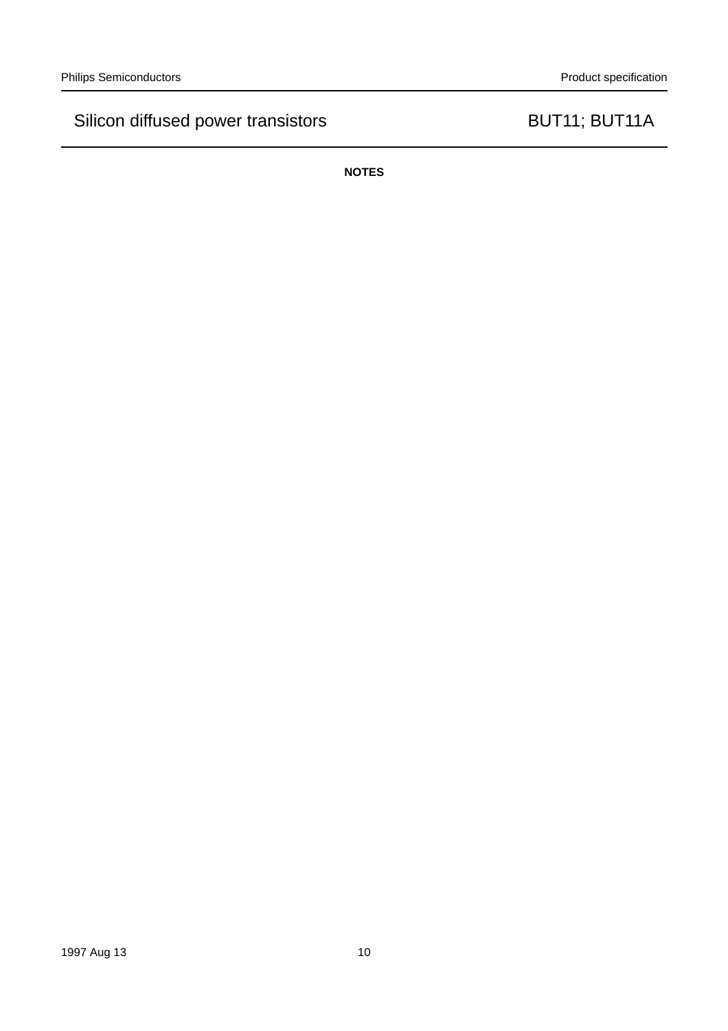**NOTES**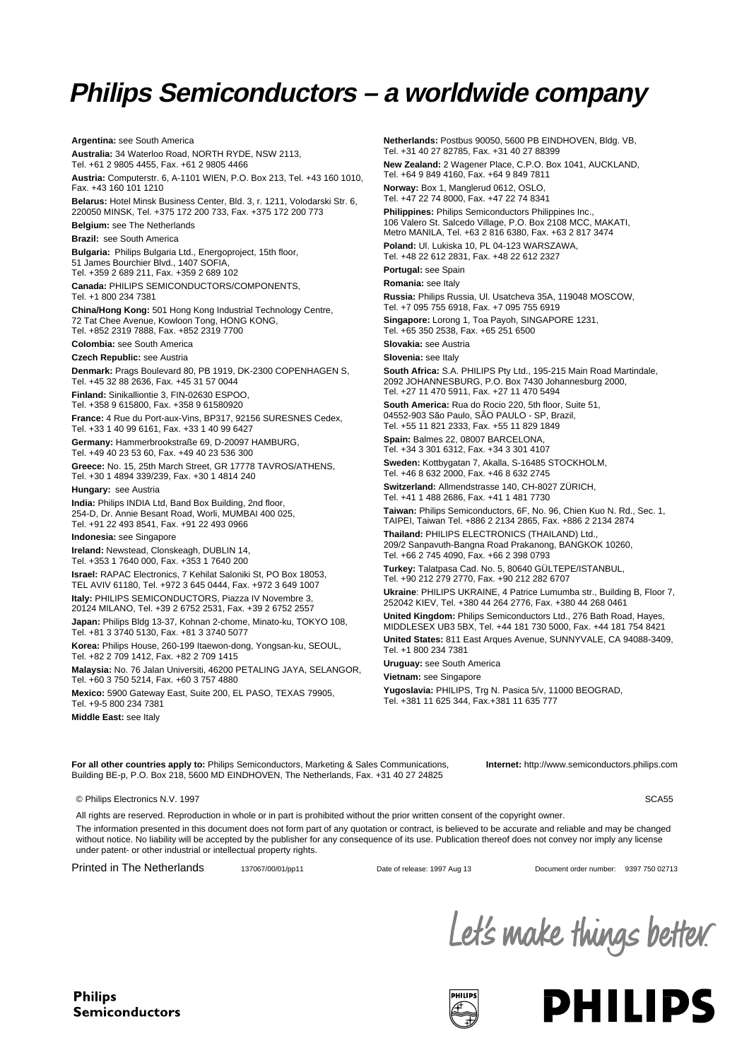# Philips Semiconductors – a worldwide company

**Argentina:** see South America

**Australia:** 34 Waterloo Road, NORTH RYDE, NSW 2113, Tel. +61 2 9805 4455, Fax. +61 2 9805 4466

**Austria:** Computerstr. 6, A-1101 WIEN, P.O. Box 213, Tel. +43 160 1010, Fax. +43 160 101 1210

**Belarus:** Hotel Minsk Business Center, Bld. 3, r. 1211, Volodarski Str. 6, 220050 MINSK, Tel. +375 172 200 733, Fax. +375 172 200 773

**Belgium:** see The Netherlands

**Brazil:** see South America

**Bulgaria:** Philips Bulgaria Ltd., Energoproject, 15th floor, 51 James Bourchier Blvd., 1407 SOFIA, Tel. +359 2 689 211, Fax. +359 2 689 102

**Canada:** PHILIPS SEMICONDUCTORS/COMPONENTS, Tel. +1 800 234 7381

**China/Hong Kong:** 501 Hong Kong Industrial Technology Centre, 72 Tat Chee Avenue, Kowloon Tong, HONG KONG, Tel. +852 2319 7888, Fax. +852 2319 7700

**Colombia:** see South America

**Czech Republic:** see Austria

**Denmark:** Prags Boulevard 80, PB 1919, DK-2300 COPENHAGEN S, Tel. +45 32 88 2636, Fax. +45 31 57 0044

**Finland:** Sinikalliontie 3, FIN-02630 ESPOO, Tel. +358 9 615800, Fax. +358 9 61580920

**France:** 4 Rue du Port-aux-Vins, BP317, 92156 SURESNES Cedex, Tel. +33 1 40 99 6161, Fax. +33 1 40 99 6427

**Germany:** Hammerbrookstraße 69, D-20097 HAMBURG, Tel. +49 40 23 53 60, Fax. +49 40 23 536 300

**Greece:** No. 15, 25th March Street, GR 17778 TAVROS/ATHENS, Tel. +30 1 4894 339/239, Fax. +30 1 4814 240

**Hungary:** see Austria

**India:** Philips INDIA Ltd, Band Box Building, 2nd floor, 254-D, Dr. Annie Besant Road, Worli, MUMBAI 400 025, Tel. +91 22 493 8541, Fax. +91 22 493 0966

**Indonesia:** see Singapore

**Ireland:** Newstead, Clonskeagh, DUBLIN 14, Tel. +353 1 7640 000, Fax. +353 1 7640 200

**Israel:** RAPAC Electronics, 7 Kehilat Saloniki St, PO Box 18053, TEL AVIV 61180, Tel. +972 3 645 0444, Fax. +972 3 649 1007

**Italy:** PHILIPS SEMICONDUCTORS, Piazza IV Novembre 3, 20124 MILANO, Tel. +39 2 6752 2531, Fax. +39 2 6752 2557

**Japan:** Philips Bldg 13-37, Kohnan 2-chome, Minato-ku, TOKYO 108, Tel. +81 3 3740 5130, Fax. +81 3 3740 5077

**Korea:** Philips House, 260-199 Itaewon-dong, Yongsan-ku, SEOUL, Tel. +82 2 709 1412, Fax. +82 2 709 1415

**Malaysia:** No. 76 Jalan Universiti, 46200 PETALING JAYA, SELANGOR, Tel. +60 3 750 5214, Fax. +60 3 757 4880

**Mexico:** 5900 Gateway East, Suite 200, EL PASO, TEXAS 79905, Tel. +9-5 800 234 7381

**Middle East:** see Italy

**Netherlands:** Postbus 90050, 5600 PB EINDHOVEN, Bldg. VB, Tel. +31 40 27 82785, Fax. +31 40 27 88399

**New Zealand:** 2 Wagener Place, C.P.O. Box 1041, AUCKLAND, Tel. +64 9 849 4160, Fax. +64 9 849 7811

**Norway:** Box 1, Manglerud 0612, OSLO, Tel. +47 22 74 8000, Fax. +47 22 74 8341

**Philippines:** Philips Semiconductors Philippines Inc., 106 Valero St. Salcedo Village, P.O. Box 2108 MCC, MAKATI, Metro MANILA, Tel. +63 2 816 6380, Fax. +63 2 817 3474

**Poland:** Ul. Lukiska 10, PL 04-123 WARSZAWA, Tel. +48 22 612 2831, Fax. +48 22 612 2327

**Portugal:** see Spain

**Romania:** see Italy

**Russia:** Philips Russia, Ul. Usatcheva 35A, 119048 MOSCOW, Tel. +7 095 755 6918, Fax. +7 095 755 6919

**Singapore:** Lorong 1, Toa Payoh, SINGAPORE 1231, Tel. +65 350 2538, Fax. +65 251 6500

**Slovakia:** see Austria

**Slovenia:** see Italy

**South Africa:** S.A. PHILIPS Pty Ltd., 195-215 Main Road Martindale, 2092 JOHANNESBURG, P.O. Box 7430 Johannesburg 2000, Tel. +27 11 470 5911, Fax. +27 11 470 5494

**South America:** Rua do Rocio 220, 5th floor, Suite 51, 04552-903 São Paulo, SÃO PAULO - SP, Brazil, Tel. +55 11 821 2333, Fax. +55 11 829 1849

**Spain:** Balmes 22, 08007 BARCELONA, Tel. +34 3 301 6312, Fax. +34 3 301 4107

**Sweden:** Kottbygatan 7, Akalla, S-16485 STOCKHOLM, Tel. +46 8 632 2000, Fax. +46 8 632 2745

**Switzerland:** Allmendstrasse 140, CH-8027 ZÜRICH, Tel. +41 1 488 2686, Fax. +41 1 481 7730

**Taiwan:** Philips Semiconductors, 6F, No. 96, Chien Kuo N. Rd., Sec. 1, TAIPEI, Taiwan Tel. +886 2 2134 2865, Fax. +886 2 2134 2874

**Thailand:** PHILIPS ELECTRONICS (THAILAND) Ltd., 209/2 Sanpavuth-Bangna Road Prakanong, BANGKOK 10260, Tel. +66 2 745 4090, Fax. +66 2 398 0793

**Turkey:** Talatpasa Cad. No. 5, 80640 GÜLTEPE/ISTANBUL, Tel. +90 212 279 2770, Fax. +90 212 282 6707

**Ukraine**: PHILIPS UKRAINE, 4 Patrice Lumumba str., Building B, Floor 7, 252042 KIEV, Tel. +380 44 264 2776, Fax. +380 44 268 0461

**United Kingdom:** Philips Semiconductors Ltd., 276 Bath Road, Hayes, MIDDLESEX UB3 5BX, Tel. +44 181 730 5000, Fax. +44 181 754 8421

**United States:** 811 East Arques Avenue, SUNNYVALE, CA 94088-3409, Tel. +1 800 234 7381

**Uruguay:** see South America

**Vietnam:** see Singapore

**Yugoslavia:** PHILIPS, Trg N. Pasica 5/v, 11000 BEOGRAD, Tel. +381 11 625 344, Fax.+381 11 635 777

**For all other countries apply to:** Philips Semiconductors, Marketing & Sales Communications, Building BE-p, P.O. Box 218, 5600 MD EINDHOVEN, The Netherlands, Fax. +31 40 27 24825

**Internet:** http://www.semiconductors.philips.com

© Philips Electronics N.V. 1997

SCA55

All rights are reserved. Reproduction in whole or in part is prohibited without the prior written consent of the copyright owner.

The information presented in this document does not form part of any quotation or contract, is believed to be accurate and reliable and may be changed without notice. No liability will be accepted by the publisher for any consequence of its use. Publication thereof does not convey nor imply any license under patent- or other industrial or intellectual property rights.

Printed in The Netherlands 137067/00/01/pp11 Date of release: 1997 Aug 13 Document order number: 9397 750 02713

Let's make things better.

**Philips Semiconductors**

**PHILIPS**